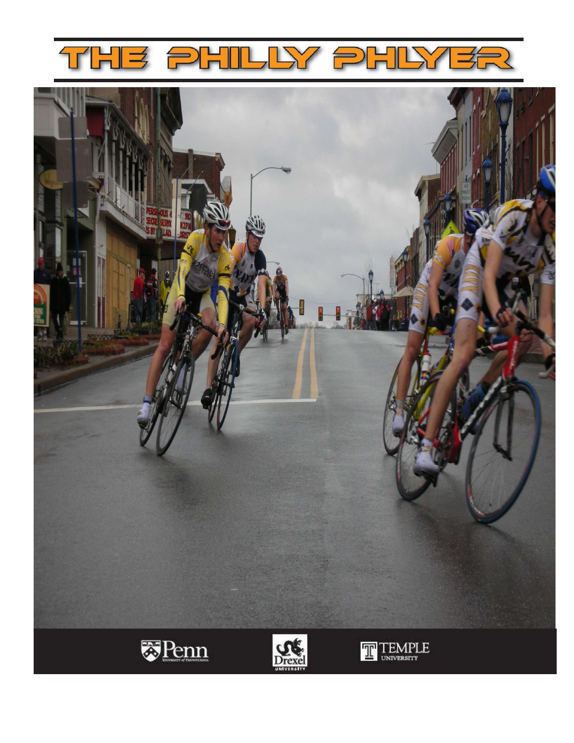# THE PHILLY PHLYER

Penn University of Pennsylvania

Drexel University

Temple University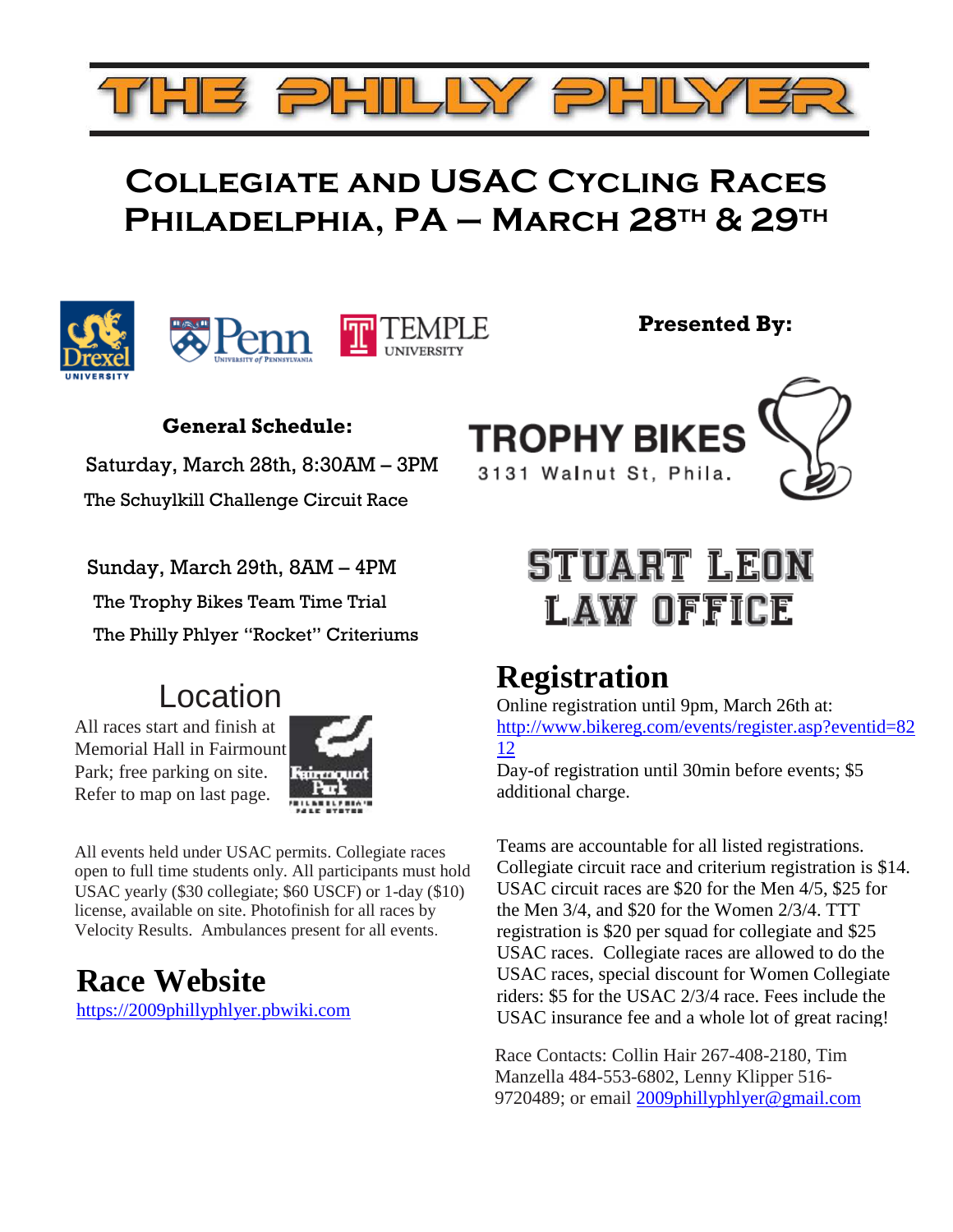# THE PHILLY PHLYER

## Collegiate and USAC Cycling Races
## Philadelphia, PA – March 28th & 29th

Drexel University · Penn University of Pennsylvania · Temple University

**Presented By:**

**TROPHY BIKES**
3131 Walnut St, Phila.

**STUART LEON LAW OFFICE**

**General Schedule:**

Saturday, March 28th, 8:30AM – 3PM
The Schuylkill Challenge Circuit Race

Sunday, March 29th, 8AM – 4PM
The Trophy Bikes Team Time Trial
The Philly Phlyer "Rocket" Criteriums

## Location

All races start and finish at Memorial Hall in Fairmount Park; free parking on site. Refer to map on last page.

Fairmount Park — Philadelphia's Park System

All events held under USAC permits. Collegiate races open to full time students only. All participants must hold USAC yearly ($30 collegiate; $60 USCF) or 1-day ($10) license, available on site. Photofinish for all races by Velocity Results. Ambulances present for all events.

## Race Website

https://2009phillyphlyer.pbwiki.com

## Registration

Online registration until 9pm, March 26th at:
http://www.bikereg.com/events/register.asp?eventid=8212
Day-of registration until 30min before events; $5 additional charge.

Teams are accountable for all listed registrations. Collegiate circuit race and criterium registration is $14. USAC circuit races are $20 for the Men 4/5, $25 for the Men 3/4, and $20 for the Women 2/3/4. TTT registration is $20 per squad for collegiate and $25 USAC races. Collegiate races are allowed to do the USAC races, special discount for Women Collegiate riders: $5 for the USAC 2/3/4 race. Fees include the USAC insurance fee and a whole lot of great racing!

Race Contacts: Collin Hair 267-408-2180, Tim Manzella 484-553-6802, Lenny Klipper 516-9720489; or email 2009phillyphlyer@gmail.com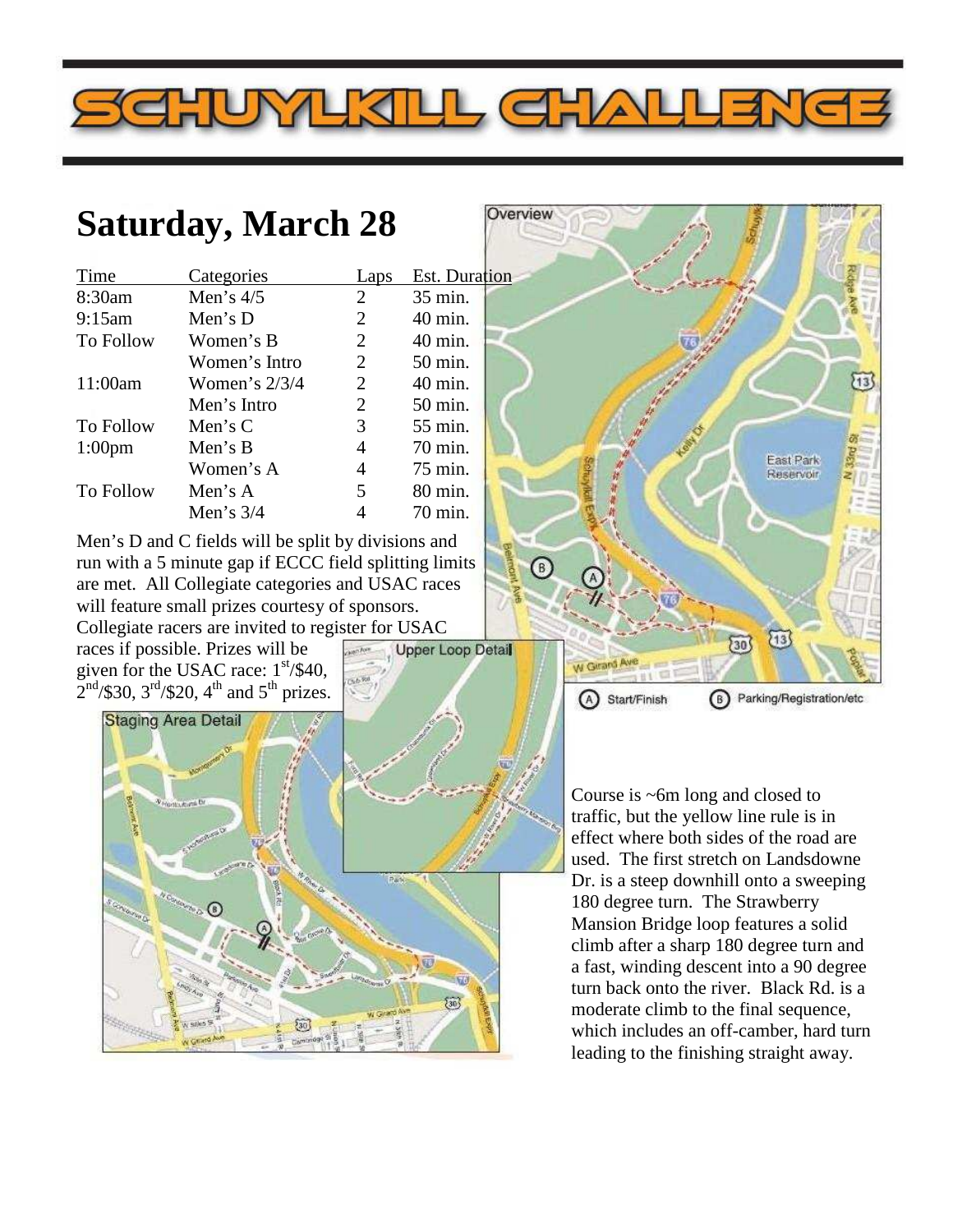# SCHUYLKILL CHALLENGE

## Saturday, March 28

| Time | Categories | Laps | Est. Duration |
|---|---|---|---|
| 8:30am | Men's 4/5 | 2 | 35 min. |
| 9:15am | Men's D | 2 | 40 min. |
| To Follow | Women's B | 2 | 40 min. |
| | Women's Intro | 2 | 50 min. |
| 11:00am | Women's 2/3/4 | 2 | 40 min. |
| | Men's Intro | 2 | 50 min. |
| To Follow | Men's C | 3 | 55 min. |
| 1:00pm | Men's B | 4 | 70 min. |
| | Women's A | 4 | 75 min. |
| To Follow | Men's A | 5 | 80 min. |
| | Men's 3/4 | 4 | 70 min. |

Men's D and C fields will be split by divisions and run with a 5 minute gap if ECCC field splitting limits are met. All Collegiate categories and USAC races will feature small prizes courtesy of sponsors. Collegiate racers are invited to register for USAC races if possible. Prizes will be given for the USAC race: 1st/$40, 2nd/$30, 3rd/$20, 4th and 5th prizes.

Overview

Upper Loop Detail

Staging Area Detail

(A) Start/Finish (B) Parking/Registration/etc

Course is ~6m long and closed to traffic, but the yellow line rule is in effect where both sides of the road are used. The first stretch on Landsdowne Dr. is a steep downhill onto a sweeping 180 degree turn. The Strawberry Mansion Bridge loop features a solid climb after a sharp 180 degree turn and a fast, winding descent into a 90 degree turn back onto the river. Black Rd. is a moderate climb to the final sequence, which includes an off-camber, hard turn leading to the finishing straight away.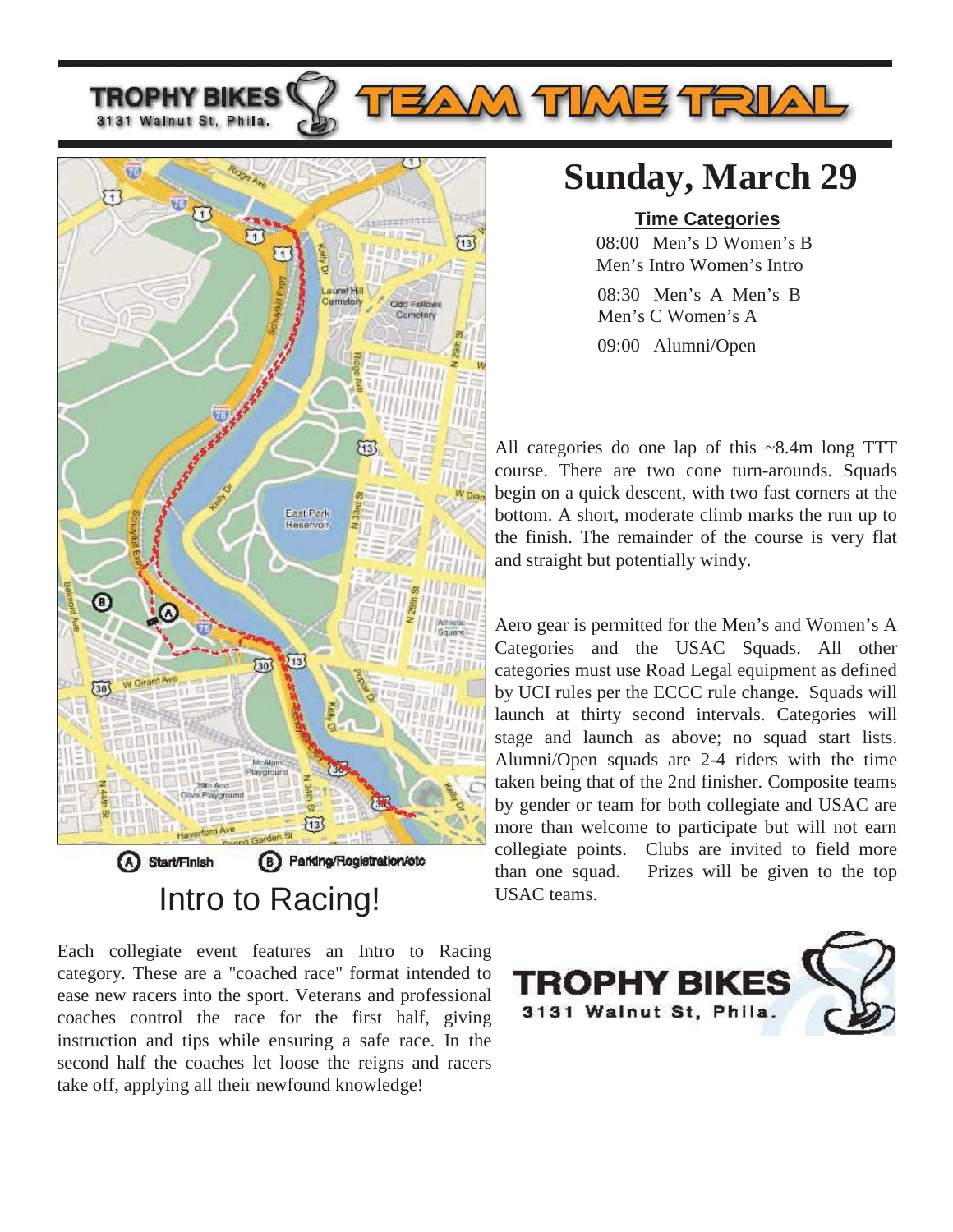# TROPHY BIKES TEAM TIME TRIAL

TROPHY BIKES
3131 Walnut St, Phila.

## Sunday, March 29

**Time Categories**

08:00 Men's D Women's B
Men's Intro Women's Intro

08:30 Men's A Men's B
Men's C Women's A

09:00 Alumni/Open

All categories do one lap of this ~8.4m long TTT course. There are two cone turn-arounds. Squads begin on a quick descent, with two fast corners at the bottom. A short, moderate climb marks the run up to the finish. The remainder of the course is very flat and straight but potentially windy.

Aero gear is permitted for the Men's and Women's A Categories and the USAC Squads. All other categories must use Road Legal equipment as defined by UCI rules per the ECCC rule change. Squads will launch at thirty second intervals. Categories will stage and launch as above; no squad start lists. Alumni/Open squads are 2-4 riders with the time taken being that of the 2nd finisher. Composite teams by gender or team for both collegiate and USAC are more than welcome to participate but will not earn collegiate points. Clubs are invited to field more than one squad. Prizes will be given to the top USAC teams.

(A) Start/Finish (B) Parking/Registration/etc

## Intro to Racing!

Each collegiate event features an Intro to Racing category. These are a "coached race" format intended to ease new racers into the sport. Veterans and professional coaches control the race for the first half, giving instruction and tips while ensuring a safe race. In the second half the coaches let loose the reigns and racers take off, applying all their newfound knowledge!

TROPHY BIKES
3131 Walnut St, Phila.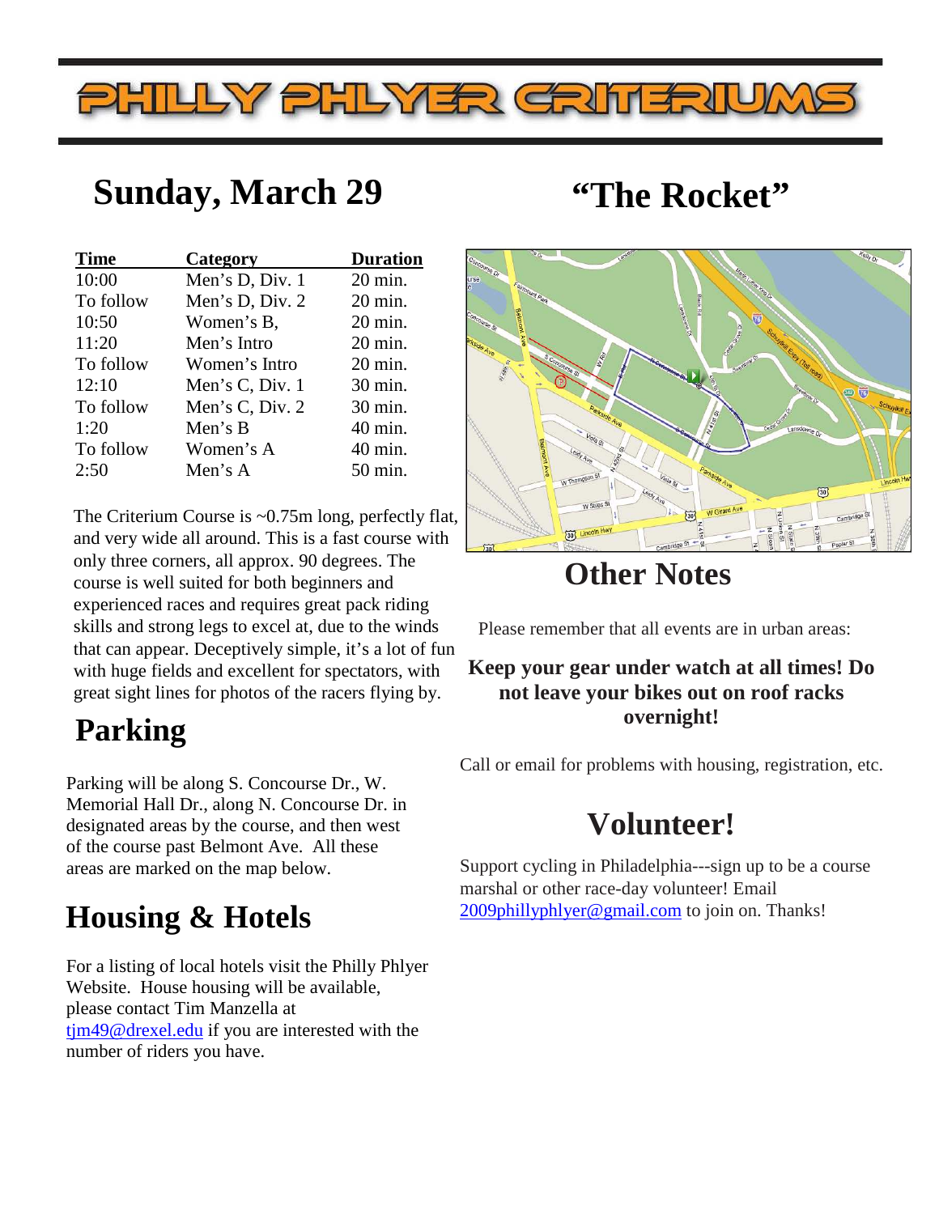# PHILLY PHLYER CRITERIUMS

## Sunday, March 29

## "The Rocket"

| Time | Category | Duration |
|---|---|---|
| 10:00 | Men's D, Div. 1 | 20 min. |
| To follow | Men's D, Div. 2 | 20 min. |
| 10:50 | Women's B, | 20 min. |
| 11:20 | Men's Intro | 20 min. |
| To follow | Women's Intro | 20 min. |
| 12:10 | Men's C, Div. 1 | 30 min. |
| To follow | Men's C, Div. 2 | 30 min. |
| 1:20 | Men's B | 40 min. |
| To follow | Women's A | 40 min. |
| 2:50 | Men's A | 50 min. |

The Criterium Course is ~0.75m long, perfectly flat, and very wide all around. This is a fast course with only three corners, all approx. 90 degrees. The course is well suited for both beginners and experienced races and requires great pack riding skills and strong legs to excel at, due to the winds that can appear. Deceptively simple, it's a lot of fun with huge fields and excellent for spectators, with great sight lines for photos of the racers flying by.

## Parking

Parking will be along S. Concourse Dr., W. Memorial Hall Dr., along N. Concourse Dr. in designated areas by the course, and then west of the course past Belmont Ave. All these areas are marked on the map below.

## Housing & Hotels

For a listing of local hotels visit the Philly Phlyer Website. House housing will be available, please contact Tim Manzella at tjm49@drexel.edu if you are interested with the number of riders you have.

## Other Notes

Please remember that all events are in urban areas:

**Keep your gear under watch at all times! Do not leave your bikes out on roof racks overnight!**

Call or email for problems with housing, registration, etc.

## Volunteer!

Support cycling in Philadelphia---sign up to be a course marshal or other race-day volunteer! Email 2009phillyphlyer@gmail.com to join on. Thanks!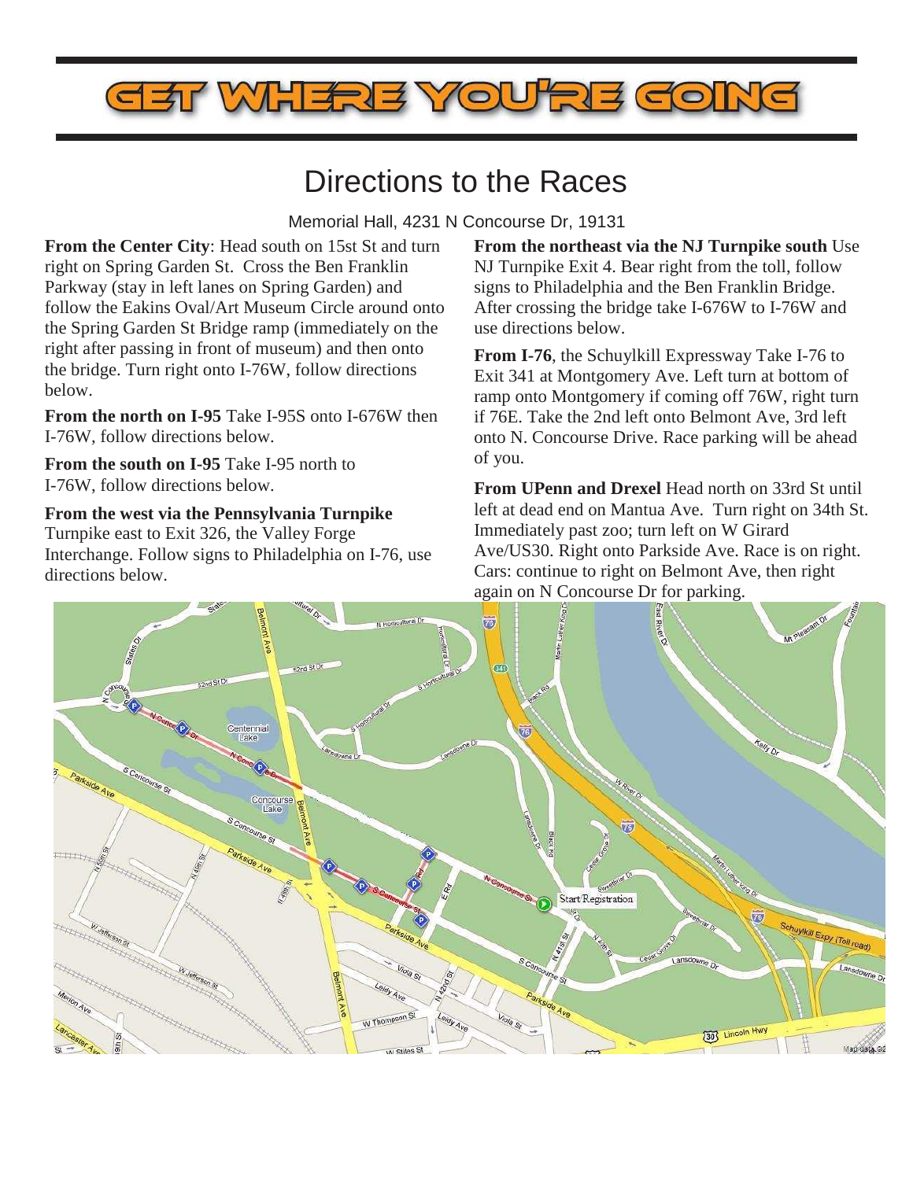# GET WHERE YOU'RE GOING

## Directions to the Races

Memorial Hall, 4231 N Concourse Dr, 19131

**From the Center City**: Head south on 15st St and turn right on Spring Garden St. Cross the Ben Franklin Parkway (stay in left lanes on Spring Garden) and follow the Eakins Oval/Art Museum Circle around onto the Spring Garden St Bridge ramp (immediately on the right after passing in front of museum) and then onto the bridge. Turn right onto I-76W, follow directions below.

**From the north on I-95** Take I-95S onto I-676W then I-76W, follow directions below.

**From the south on I-95** Take I-95 north to I-76W, follow directions below.

**From the west via the Pennsylvania Turnpike** Turnpike east to Exit 326, the Valley Forge Interchange. Follow signs to Philadelphia on I-76, use directions below.

**From the northeast via the NJ Turnpike south** Use NJ Turnpike Exit 4. Bear right from the toll, follow signs to Philadelphia and the Ben Franklin Bridge. After crossing the bridge take I-676W to I-76W and use directions below.

**From I-76**, the Schuylkill Expressway Take I-76 to Exit 341 at Montgomery Ave. Left turn at bottom of ramp onto Montgomery if coming off 76W, right turn if 76E. Take the 2nd left onto Belmont Ave, 3rd left onto N. Concourse Drive. Race parking will be ahead of you.

**From UPenn and Drexel** Head north on 33rd St until left at dead end on Mantua Ave. Turn right on 34th St. Immediately past zoo; turn left on W Girard Ave/US30. Right onto Parkside Ave. Race is on right. Cars: continue to right on Belmont Ave, then right again on N Concourse Dr for parking.

Start/Registration